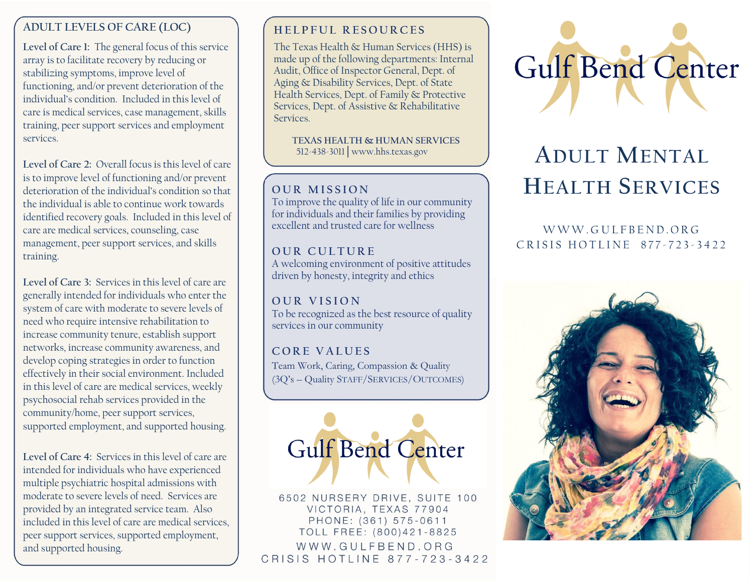## ADULT LEVELS OF CARE (LOC)

**Level of Care 1:** The general focus of this service array is to facilitate recovery by reducing or stabilizing symptoms, improve level of functioning, and/or prevent deterioration of the individual's condition. Included in this level of care is medical services, case management, skills training, peer support services and employment services.

**Level of Care 2:** Overall focus is this level of care is to improve level of functioning and/or prevent deterioration of the individual's condition so that the individual is able to continue work towards identified recovery goals. Included in this level of care are medical services, counseling, case management, peer support services, and skills training.

**Level of Care 3:** Services in this level of care are generally intended for individuals who enter the system of care with moderate to severe levels of need who require intensive rehabilitation to increase community tenure, establish support networks, increase community awareness, and develop coping strategies in order to function effectively in their social environment. Included in this level of care are medical services, weekly psychosocial rehab services provided in the community/home, peer support services, supported employment, and supported housing.

**Level of Care 4:** Services in this level of care are intended for individuals who have experienced multiple psychiatric hospital admissions with moderate to severe levels of need. Services are provided by an integrated service team. Also included in this level of care are medical services, peer support services, supported employment, and supported housing.

## HELPFUL RESOURCES

The Texas Health & Human Services (HHS) is made up of the following departments: Internal Audit, Office of Inspector General, Dept. of Aging & Disability Services, Dept. of State Health Services, Dept. of Family & Protective Services, Dept. of Assistive & Rehabilitative Services.

**TEXAS HEALTH & HUMAN SERVICES**
512-438-3011 | www.hhs.texas.gov

## OUR MISSION

To improve the quality of life in our community for individuals and their families by providing excellent and trusted care for wellness

## OUR CULTURE

A welcoming environment of positive attitudes driven by honesty, integrity and ethics

## OUR VISION

To be recognized as the best resource of quality services in our community

## CORE VALUES

Team Work, Caring, Compassion & Quality
(3Q's – Quality Staff/Services/Outcomes)

Gulf Bend Center

6502 NURSERY DRIVE, SUITE 100
VICTORIA, TEXAS 77904
PHONE: (361) 575-0611
TOLL FREE: (800)421-8825
WWW.GULFBEND.ORG
CRISIS HOTLINE 877-723-3422

# Gulf Bend Center

# Adult Mental Health Services

WWW.GULFBEND.ORG
CRISIS HOTLINE 877-723-3422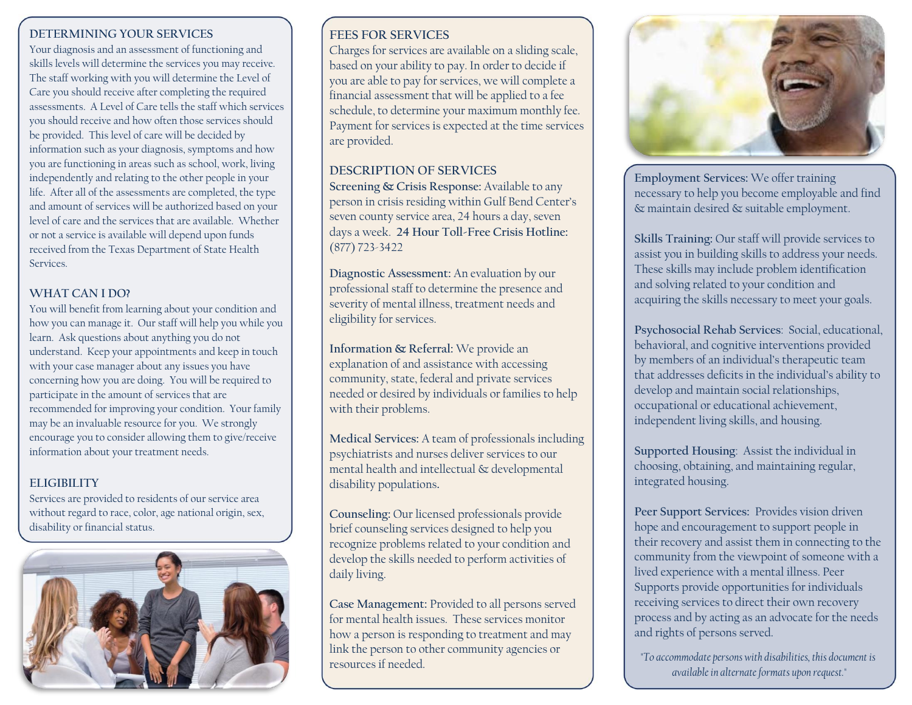## DETERMINING YOUR SERVICES

Your diagnosis and an assessment of functioning and skills levels will determine the services you may receive. The staff working with you will determine the Level of Care you should receive after completing the required assessments. A Level of Care tells the staff which services you should receive and how often those services should be provided. This level of care will be decided by information such as your diagnosis, symptoms and how you are functioning in areas such as school, work, living independently and relating to the other people in your life. After all of the assessments are completed, the type and amount of services will be authorized based on your level of care and the services that are available. Whether or not a service is available will depend upon funds received from the Texas Department of State Health Services.

## WHAT CAN I DO?

You will benefit from learning about your condition and how you can manage it. Our staff will help you while you learn. Ask questions about anything you do not understand. Keep your appointments and keep in touch with your case manager about any issues you have concerning how you are doing. You will be required to participate in the amount of services that are recommended for improving your condition. Your family may be an invaluable resource for you. We strongly encourage you to consider allowing them to give/receive information about your treatment needs.

## ELIGIBILITY

Services are provided to residents of our service area without regard to race, color, age national origin, sex, disability or financial status.

## FEES FOR SERVICES

Charges for services are available on a sliding scale, based on your ability to pay. In order to decide if you are able to pay for services, we will complete a financial assessment that will be applied to a fee schedule, to determine your maximum monthly fee. Payment for services is expected at the time services are provided.

## DESCRIPTION OF SERVICES

**Screening & Crisis Response:** Available to any person in crisis residing within Gulf Bend Center's seven county service area, 24 hours a day, seven days a week. **24 Hour Toll-Free Crisis Hotline:** (877) 723-3422

**Diagnostic Assessment:** An evaluation by our professional staff to determine the presence and severity of mental illness, treatment needs and eligibility for services.

**Information & Referral:** We provide an explanation of and assistance with accessing community, state, federal and private services needed or desired by individuals or families to help with their problems.

**Medical Services:** A team of professionals including psychiatrists and nurses deliver services to our mental health and intellectual & developmental disability populations.

**Counseling:** Our licensed professionals provide brief counseling services designed to help you recognize problems related to your condition and develop the skills needed to perform activities of daily living.

**Case Management:** Provided to all persons served for mental health issues. These services monitor how a person is responding to treatment and may link the person to other community agencies or resources if needed.

**Employment Services:** We offer training necessary to help you become employable and find & maintain desired & suitable employment.

**Skills Training:** Our staff will provide services to assist you in building skills to address your needs. These skills may include problem identification and solving related to your condition and acquiring the skills necessary to meet your goals.

**Psychosocial Rehab Services**: Social, educational, behavioral, and cognitive interventions provided by members of an individual's therapeutic team that addresses deficits in the individual's ability to develop and maintain social relationships, occupational or educational achievement, independent living skills, and housing.

**Supported Housing**: Assist the individual in choosing, obtaining, and maintaining regular, integrated housing.

**Peer Support Services:** Provides vision driven hope and encouragement to support people in their recovery and assist them in connecting to the community from the viewpoint of someone with a lived experience with a mental illness. Peer Supports provide opportunities for individuals receiving services to direct their own recovery process and by acting as an advocate for the needs and rights of persons served.

*"To accommodate persons with disabilities, this document is available in alternate formats upon request."*